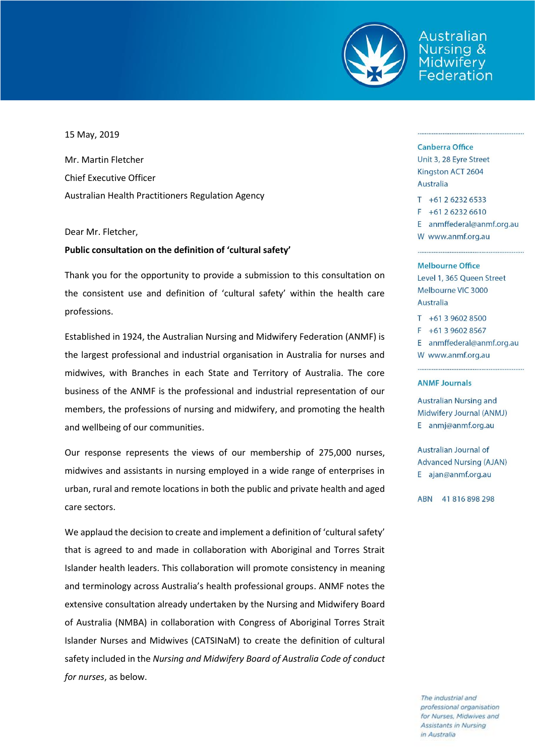Australian Nursing & Midwifery Federation

15 May, 2019

Mr. Martin Fletcher

Chief Executive Officer

Australian Health Practitioners Regulation Agency

Dear Mr. Fletcher,

**Public consultation on the definition of 'cultural safety'**

Thank you for the opportunity to provide a submission to this consultation on the consistent use and definition of 'cultural safety' within the health care professions.

Established in 1924, the Australian Nursing and Midwifery Federation (ANMF) is the largest professional and industrial organisation in Australia for nurses and midwives, with Branches in each State and Territory of Australia. The core business of the ANMF is the professional and industrial representation of our members, the professions of nursing and midwifery, and promoting the health and wellbeing of our communities.

Our response represents the views of our membership of 275,000 nurses, midwives and assistants in nursing employed in a wide range of enterprises in urban, rural and remote locations in both the public and private health and aged care sectors.

We applaud the decision to create and implement a definition of 'cultural safety' that is agreed to and made in collaboration with Aboriginal and Torres Strait Islander health leaders. This collaboration will promote consistency in meaning and terminology across Australia's health professional groups. ANMF notes the extensive consultation already undertaken by the Nursing and Midwifery Board of Australia (NMBA) in collaboration with Congress of Aboriginal Torres Strait Islander Nurses and Midwives (CATSINaM) to create the definition of cultural safety included in the *Nursing and Midwifery Board of Australia Code of conduct for nurses*, as below.

**Canberra Office**
Unit 3, 28 Eyre Street
Kingston ACT 2604
Australia

T +61 2 6232 6533
F +61 2 6232 6610
E anmffederal@anmf.org.au
W www.anmf.org.au

**Melbourne Office**
Level 1, 365 Queen Street
Melbourne VIC 3000
Australia

T +61 3 9602 8500
F +61 3 9602 8567
E anmffederal@anmf.org.au
W www.anmf.org.au

**ANMF Journals**

Australian Nursing and Midwifery Journal (ANMJ)
E anmj@anmf.org.au

Australian Journal of Advanced Nursing (AJAN)
E ajan@anmf.org.au

ABN 41 816 898 298

*The industrial and professional organisation for Nurses, Midwives and Assistants in Nursing in Australia*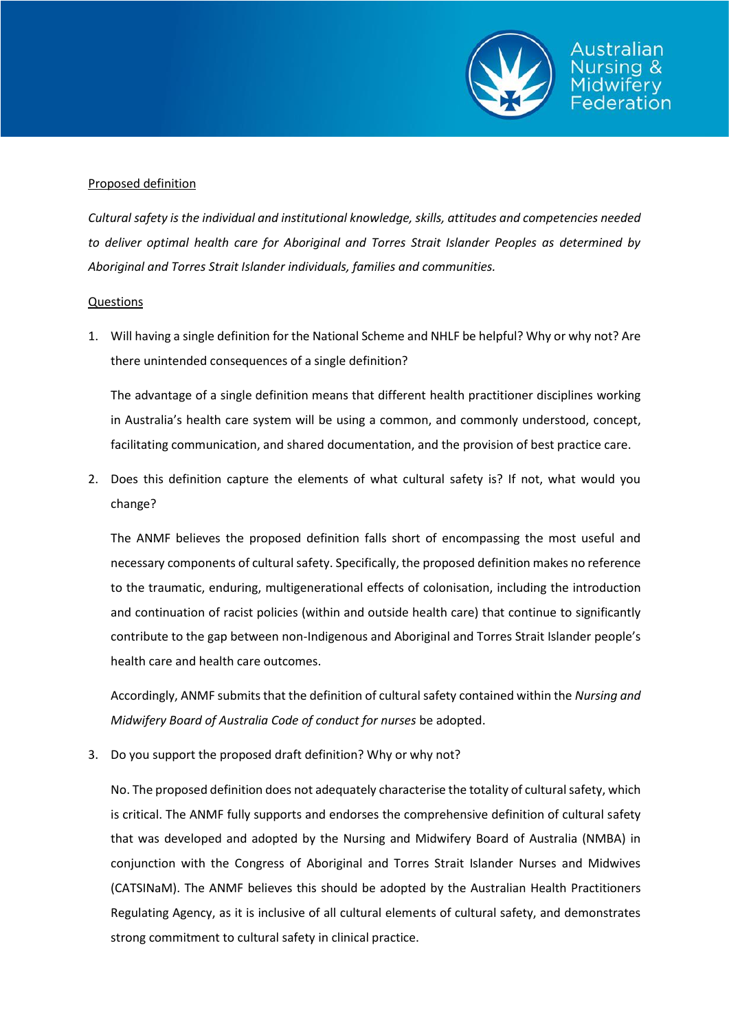Proposed definition

*Cultural safety is the individual and institutional knowledge, skills, attitudes and competencies needed to deliver optimal health care for Aboriginal and Torres Strait Islander Peoples as determined by Aboriginal and Torres Strait Islander individuals, families and communities.*

Questions

1. Will having a single definition for the National Scheme and NHLF be helpful? Why or why not? Are there unintended consequences of a single definition?

   The advantage of a single definition means that different health practitioner disciplines working in Australia's health care system will be using a common, and commonly understood, concept, facilitating communication, and shared documentation, and the provision of best practice care.

2. Does this definition capture the elements of what cultural safety is? If not, what would you change?

   The ANMF believes the proposed definition falls short of encompassing the most useful and necessary components of cultural safety. Specifically, the proposed definition makes no reference to the traumatic, enduring, multigenerational effects of colonisation, including the introduction and continuation of racist policies (within and outside health care) that continue to significantly contribute to the gap between non-Indigenous and Aboriginal and Torres Strait Islander people's health care and health care outcomes.

   Accordingly, ANMF submits that the definition of cultural safety contained within the *Nursing and Midwifery Board of Australia Code of conduct for nurses* be adopted.

3. Do you support the proposed draft definition? Why or why not?

   No. The proposed definition does not adequately characterise the totality of cultural safety, which is critical. The ANMF fully supports and endorses the comprehensive definition of cultural safety that was developed and adopted by the Nursing and Midwifery Board of Australia (NMBA) in conjunction with the Congress of Aboriginal and Torres Strait Islander Nurses and Midwives (CATSINaM). The ANMF believes this should be adopted by the Australian Health Practitioners Regulating Agency, as it is inclusive of all cultural elements of cultural safety, and demonstrates strong commitment to cultural safety in clinical practice.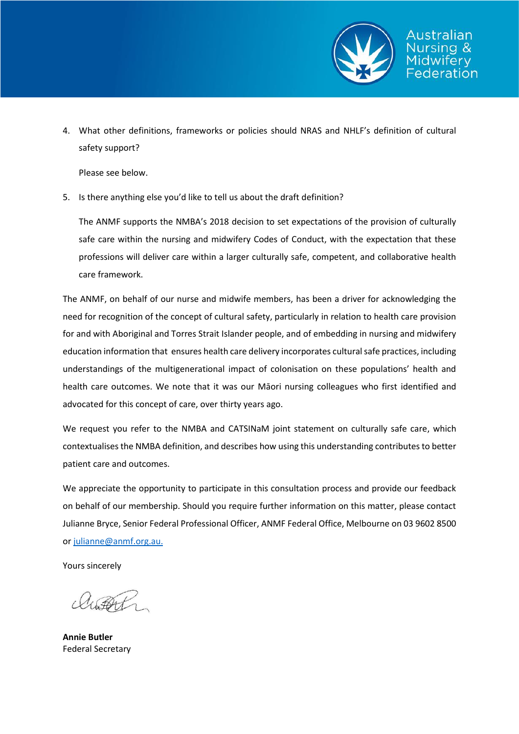4. What other definitions, frameworks or policies should NRAS and NHLF's definition of cultural safety support?

   Please see below.

5. Is there anything else you'd like to tell us about the draft definition?

   The ANMF supports the NMBA's 2018 decision to set expectations of the provision of culturally safe care within the nursing and midwifery Codes of Conduct, with the expectation that these professions will deliver care within a larger culturally safe, competent, and collaborative health care framework.

The ANMF, on behalf of our nurse and midwife members, has been a driver for acknowledging the need for recognition of the concept of cultural safety, particularly in relation to health care provision for and with Aboriginal and Torres Strait Islander people, and of embedding in nursing and midwifery education information that ensures health care delivery incorporates cultural safe practices, including understandings of the multigenerational impact of colonisation on these populations' health and health care outcomes. We note that it was our Māori nursing colleagues who first identified and advocated for this concept of care, over thirty years ago.

We request you refer to the NMBA and CATSINaM joint statement on culturally safe care, which contextualises the NMBA definition, and describes how using this understanding contributes to better patient care and outcomes.

We appreciate the opportunity to participate in this consultation process and provide our feedback on behalf of our membership. Should you require further information on this matter, please contact Julianne Bryce, Senior Federal Professional Officer, ANMF Federal Office, Melbourne on 03 9602 8500 or julianne@anmf.org.au.

Yours sincerely

**Annie Butler**
Federal Secretary